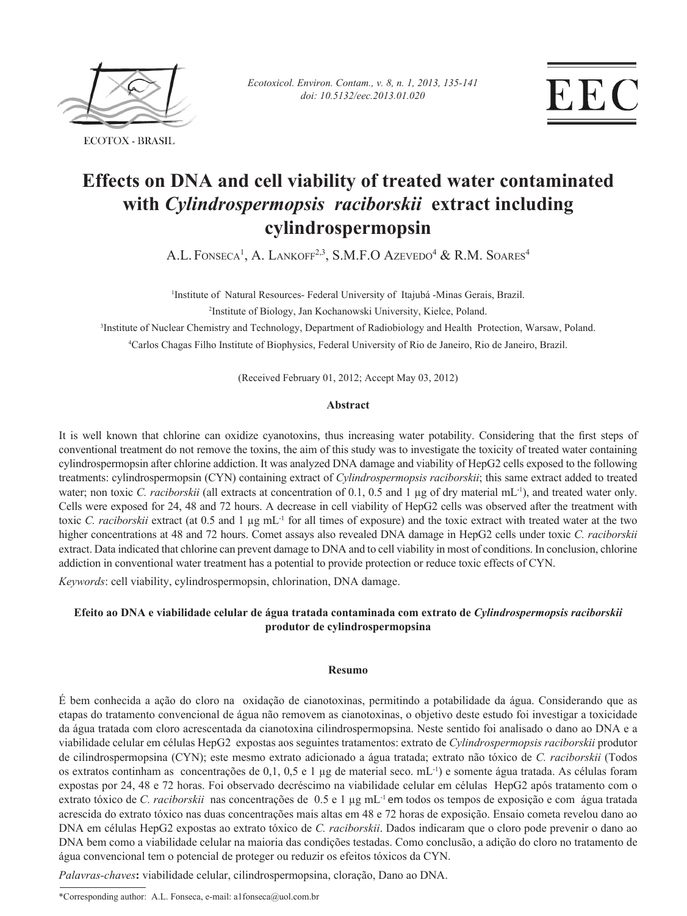# Effects on DNA and cell viability of treated water contaminated with *Cylindrospermopsis raciborskii* extract including cylindrospermopsin

A.L. Fonseca[1], A. Lankoff[2,3], S.M.F.O Azevedo[4] & R.M. Soares[4]

[1]Institute of Natural Resources- Federal University of Itajubá -Minas Gerais, Brazil.

[2]Institute of Biology, Jan Kochanowski University, Kielce, Poland.

[3]Institute of Nuclear Chemistry and Technology, Department of Radiobiology and Health Protection, Warsaw, Poland.

[4]Carlos Chagas Filho Institute of Biophysics, Federal University of Rio de Janeiro, Rio de Janeiro, Brazil.

(Received February 01, 2012; Accept May 03, 2012)

## Abstract

It is well known that chlorine can oxidize cyanotoxins, thus increasing water potability. Considering that the first steps of conventional treatment do not remove the toxins, the aim of this study was to investigate the toxicity of treated water containing cylindrospermopsin after chlorine addiction. It was analyzed DNA damage and viability of HepG2 cells exposed to the following treatments: cylindrospermopsin (CYN) containing extract of *Cylindrospermopsis raciborskii*; this same extract added to treated water; non toxic *C. raciborskii* (all extracts at concentration of 0.1, 0.5 and 1 μg of dry material mL$^{-1}$), and treated water only. Cells were exposed for 24, 48 and 72 hours. A decrease in cell viability of HepG2 cells was observed after the treatment with toxic *C. raciborskii* extract (at 0.5 and 1 μg mL$^{-1}$ for all times of exposure) and the toxic extract with treated water at the two higher concentrations at 48 and 72 hours. Comet assays also revealed DNA damage in HepG2 cells under toxic *C. raciborskii* extract. Data indicated that chlorine can prevent damage to DNA and to cell viability in most of conditions. In conclusion, chlorine addiction in conventional water treatment has a potential to provide protection or reduce toxic effects of CYN.

*Keywords*: cell viability, cylindrospermopsin, chlorination, DNA damage.

### Efeito ao DNA e viabilidade celular de água tratada contaminada com extrato de *Cylindrospermopsis raciborskii* produtor de cylindrospermopsina

## Resumo

É bem conhecida a ação do cloro na oxidação de cianotoxinas, permitindo a potabilidade da água. Considerando que as etapas do tratamento convencional de água não removem as cianotoxinas, o objetivo deste estudo foi investigar a toxicidade da água tratada com cloro acrescentada da cianotoxina cilindrospermopsina. Neste sentido foi analisado o dano ao DNA e a viabilidade celular em células HepG2 expostas aos seguintes tratamentos: extrato de *Cylindrospermopsis raciborskii* produtor de cilindrospermopsina (CYN); este mesmo extrato adicionado a água tratada; extrato não tóxico de *C. raciborskii* (Todos os extratos continham as concentrações de 0,1, 0,5 e 1 μg de material seco. mL$^{-1}$) e somente água tratada. As células foram expostas por 24, 48 e 72 horas. Foi observado decréscimo na viabilidade celular em células HepG2 após tratamento com o extrato tóxico de *C. raciborskii* nas concentrações de 0.5 e 1 μg mL$^{-1}$ em todos os tempos de exposição e com água tratada acrescida do extrato tóxico nas duas concentrações mais altas em 48 e 72 horas de exposição. Ensaio cometa revelou dano ao DNA em células HepG2 expostas ao extrato tóxico de *C. raciborskii*. Dados indicaram que o cloro pode prevenir o dano ao DNA bem como a viabilidade celular na maioria das condições testadas. Como conclusão, a adição do cloro no tratamento de água convencional tem o potencial de proteger ou reduzir os efeitos tóxicos da CYN.

*Palavras-chaves***:** viabilidade celular, cilindrospermopsina, cloração, Dano ao DNA.

*Corresponding author: A.L. Fonseca, e-mail: a1fonseca@uol.com.br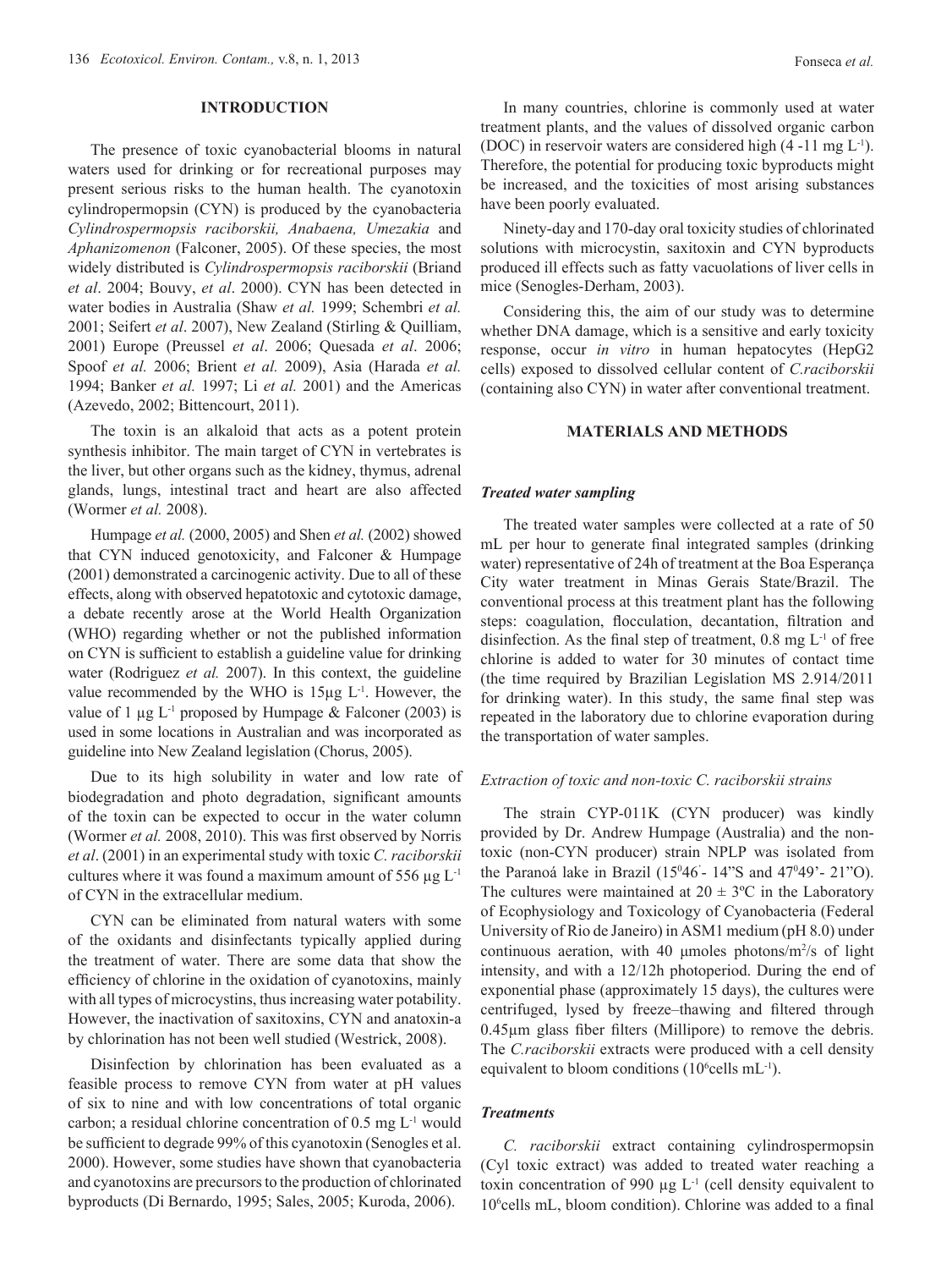## INTRODUCTION

The presence of toxic cyanobacterial blooms in natural waters used for drinking or for recreational purposes may present serious risks to the human health. The cyanotoxin cylindropermopsin (CYN) is produced by the cyanobacteria *Cylindrospermopsis raciborskii, Anabaena, Umezakia* and *Aphanizomenon* (Falconer, 2005). Of these species, the most widely distributed is *Cylindrospermopsis raciborskii* (Briand *et al*. 2004; Bouvy, *et al*. 2000). CYN has been detected in water bodies in Australia (Shaw *et al.* 1999; Schembri *et al.* 2001; Seifert *et al*. 2007), New Zealand (Stirling & Quilliam, 2001) Europe (Preussel *et al*. 2006; Quesada *et al*. 2006; Spoof *et al.* 2006; Brient *et al.* 2009), Asia (Harada *et al.* 1994; Banker *et al.* 1997; Li *et al.* 2001) and the Americas (Azevedo, 2002; Bittencourt, 2011).

The toxin is an alkaloid that acts as a potent protein synthesis inhibitor. The main target of CYN in vertebrates is the liver, but other organs such as the kidney, thymus, adrenal glands, lungs, intestinal tract and heart are also affected (Wormer *et al.* 2008).

Humpage *et al.* (2000, 2005) and Shen *et al.* (2002) showed that CYN induced genotoxicity, and Falconer & Humpage (2001) demonstrated a carcinogenic activity. Due to all of these effects, along with observed hepatotoxic and cytotoxic damage, a debate recently arose at the World Health Organization (WHO) regarding whether or not the published information on CYN is sufficient to establish a guideline value for drinking water (Rodriguez *et al.* 2007). In this context, the guideline value recommended by the WHO is 15μg $L^{-1}$. However, the value of 1 μg $L^{-1}$ proposed by Humpage & Falconer (2003) is used in some locations in Australian and was incorporated as guideline into New Zealand legislation (Chorus, 2005).

Due to its high solubility in water and low rate of biodegradation and photo degradation, significant amounts of the toxin can be expected to occur in the water column (Wormer *et al.* 2008, 2010). This was first observed by Norris *et al*. (2001) in an experimental study with toxic *C. raciborskii* cultures where it was found a maximum amount of 556 μg $L^{-1}$ of CYN in the extracellular medium.

CYN can be eliminated from natural waters with some of the oxidants and disinfectants typically applied during the treatment of water. There are some data that show the efficiency of chlorine in the oxidation of cyanotoxins, mainly with all types of microcystins, thus increasing water potability. However, the inactivation of saxitoxins, CYN and anatoxin-a by chlorination has not been well studied (Westrick, 2008).

Disinfection by chlorination has been evaluated as a feasible process to remove CYN from water at pH values of six to nine and with low concentrations of total organic carbon; a residual chlorine concentration of 0.5 mg $L^{-1}$ would be sufficient to degrade 99% of this cyanotoxin (Senogles et al. 2000). However, some studies have shown that cyanobacteria and cyanotoxins are precursors to the production of chlorinated byproducts (Di Bernardo, 1995; Sales, 2005; Kuroda, 2006).

In many countries, chlorine is commonly used at water treatment plants, and the values of dissolved organic carbon (DOC) in reservoir waters are considered high (4 -11 mg $L^{-1}$). Therefore, the potential for producing toxic byproducts might be increased, and the toxicities of most arising substances have been poorly evaluated.

Ninety-day and 170-day oral toxicity studies of chlorinated solutions with microcystin, saxitoxin and CYN byproducts produced ill effects such as fatty vacuolations of liver cells in mice (Senogles-Derham, 2003).

Considering this, the aim of our study was to determine whether DNA damage, which is a sensitive and early toxicity response, occur *in vitro* in human hepatocytes (HepG2 cells) exposed to dissolved cellular content of *C.raciborskii* (containing also CYN) in water after conventional treatment.

## MATERIALS AND METHODS

### *Treated water sampling*

The treated water samples were collected at a rate of 50 mL per hour to generate final integrated samples (drinking water) representative of 24h of treatment at the Boa Esperança City water treatment in Minas Gerais State/Brazil. The conventional process at this treatment plant has the following steps: coagulation, flocculation, decantation, filtration and disinfection. As the final step of treatment, 0.8 mg $L^{-1}$ of free chlorine is added to water for 30 minutes of contact time (the time required by Brazilian Legislation MS 2.914/2011 for drinking water). In this study, the same final step was repeated in the laboratory due to chlorine evaporation during the transportation of water samples.

### *Extraction of toxic and non-toxic C. raciborskii strains*

The strain CYP-011K (CYN producer) was kindly provided by Dr. Andrew Humpage (Australia) and the non-toxic (non-CYN producer) strain NPLP was isolated from the Paranoá lake in Brazil (15°46'- 14"S and 47°49'- 21"O). The cultures were maintained at 20 ± 3ºC in the Laboratory of Ecophysiology and Toxicology of Cyanobacteria (Federal University of Rio de Janeiro) in ASM1 medium (pH 8.0) under continuous aeration, with 40 μmoles photons/$m^2$/s of light intensity, and with a 12/12h photoperiod. During the end of exponential phase (approximately 15 days), the cultures were centrifuged, lysed by freeze–thawing and filtered through 0.45μm glass fiber filters (Millipore) to remove the debris. The *C.raciborskii* extracts were produced with a cell density equivalent to bloom conditions ($10^6$cells m$L^{-1}$).

### *Treatments*

*C. raciborskii* extract containing cylindrospermopsin (Cyl toxic extract) was added to treated water reaching a toxin concentration of 990 μg $L^{-1}$ (cell density equivalent to $10^6$cells mL, bloom condition). Chlorine was added to a final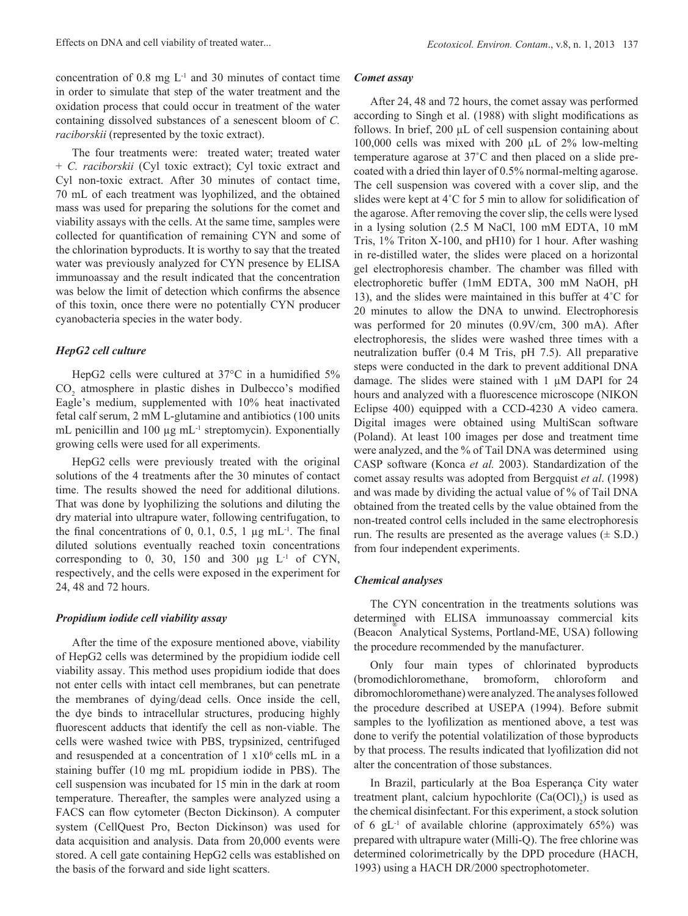concentration of 0.8 mg $L^{-1}$ and 30 minutes of contact time in order to simulate that step of the water treatment and the oxidation process that could occur in treatment of the water containing dissolved substances of a senescent bloom of *C. raciborskii* (represented by the toxic extract).

The four treatments were: treated water; treated water + *C. raciborskii* (Cyl toxic extract); Cyl toxic extract and Cyl non-toxic extract. After 30 minutes of contact time, 70 mL of each treatment was lyophilized, and the obtained mass was used for preparing the solutions for the comet and viability assays with the cells. At the same time, samples were collected for quantification of remaining CYN and some of the chlorination byproducts. It is worthy to say that the treated water was previously analyzed for CYN presence by ELISA immunoassay and the result indicated that the concentration was below the limit of detection which confirms the absence of this toxin, once there were no potentially CYN producer cyanobacteria species in the water body.

### *HepG2 cell culture*

HepG2 cells were cultured at 37°C in a humidified 5% $CO_2$ atmosphere in plastic dishes in Dulbecco's modified Eagle's medium, supplemented with 10% heat inactivated fetal calf serum, 2 mM L-glutamine and antibiotics (100 units mL penicillin and 100 µg $mL^{-1}$ streptomycin). Exponentially growing cells were used for all experiments.

HepG2 cells were previously treated with the original solutions of the 4 treatments after the 30 minutes of contact time. The results showed the need for additional dilutions. That was done by lyophilizing the solutions and diluting the dry material into ultrapure water, following centrifugation, to the final concentrations of 0, 0.1, 0.5, 1 µg $mL^{-1}$. The final diluted solutions eventually reached toxin concentrations corresponding to 0, 30, 150 and 300 µg $L^{-1}$ of CYN, respectively, and the cells were exposed in the experiment for 24, 48 and 72 hours.

### *Propidium iodide cell viability assay*

After the time of the exposure mentioned above, viability of HepG2 cells was determined by the propidium iodide cell viability assay. This method uses propidium iodide that does not enter cells with intact cell membranes, but can penetrate the membranes of dying/dead cells. Once inside the cell, the dye binds to intracellular structures, producing highly fluorescent adducts that identify the cell as non-viable. The cells were washed twice with PBS, trypsinized, centrifuged and resuspended at a concentration of 1 $\times 10^6$ cells mL in a staining buffer (10 mg mL propidium iodide in PBS). The cell suspension was incubated for 15 min in the dark at room temperature. Thereafter, the samples were analyzed using a FACS can flow cytometer (Becton Dickinson). A computer system (CellQuest Pro, Becton Dickinson) was used for data acquisition and analysis. Data from 20,000 events were stored. A cell gate containing HepG2 cells was established on the basis of the forward and side light scatters.

### *Comet assay*

After 24, 48 and 72 hours, the comet assay was performed according to Singh et al. (1988) with slight modifications as follows. In brief, 200 µL of cell suspension containing about 100,000 cells was mixed with 200 µL of 2% low-melting temperature agarose at 37˚C and then placed on a slide pre-coated with a dried thin layer of 0.5% normal-melting agarose. The cell suspension was covered with a cover slip, and the slides were kept at 4˚C for 5 min to allow for solidification of the agarose. After removing the cover slip, the cells were lysed in a lysing solution (2.5 M NaCl, 100 mM EDTA, 10 mM Tris, 1% Triton X-100, and pH10) for 1 hour. After washing in re-distilled water, the slides were placed on a horizontal gel electrophoresis chamber. The chamber was filled with electrophoretic buffer (1mM EDTA, 300 mM NaOH, pH 13), and the slides were maintained in this buffer at 4˚C for 20 minutes to allow the DNA to unwind. Electrophoresis was performed for 20 minutes (0.9V/cm, 300 mA). After electrophoresis, the slides were washed three times with a neutralization buffer (0.4 M Tris, pH 7.5). All preparative steps were conducted in the dark to prevent additional DNA damage. The slides were stained with 1 µM DAPI for 24 hours and analyzed with a fluorescence microscope (NIKON Eclipse 400) equipped with a CCD-4230 A video camera. Digital images were obtained using MultiScan software (Poland). At least 100 images per dose and treatment time were analyzed, and the % of Tail DNA was determined using CASP software (Konca *et al.* 2003). Standardization of the comet assay results was adopted from Bergquist *et al*. (1998) and was made by dividing the actual value of % of Tail DNA obtained from the treated cells by the value obtained from the non-treated control cells included in the same electrophoresis run. The results are presented as the average values (± S.D.) from four independent experiments.

### *Chemical analyses*

The CYN concentration in the treatments solutions was determined with ELISA immunoassay commercial kits (Beacon® Analytical Systems, Portland-ME, USA) following the procedure recommended by the manufacturer.

Only four main types of chlorinated byproducts (bromodichloromethane, bromoform, chloroform and dibromochloromethane) were analyzed. The analyses followed the procedure described at USEPA (1994). Before submit samples to the lyofilization as mentioned above, a test was done to verify the potential volatilization of those byproducts by that process. The results indicated that lyofilization did not alter the concentration of those substances.

In Brazil, particularly at the Boa Esperança City water treatment plant, calcium hypochlorite ($Ca(OCl)_2$) is used as the chemical disinfectant. For this experiment, a stock solution of 6 $gL^{-1}$ of available chlorine (approximately 65%) was prepared with ultrapure water (Milli-Q). The free chlorine was determined colorimetrically by the DPD procedure (HACH, 1993) using a HACH DR/2000 spectrophotometer.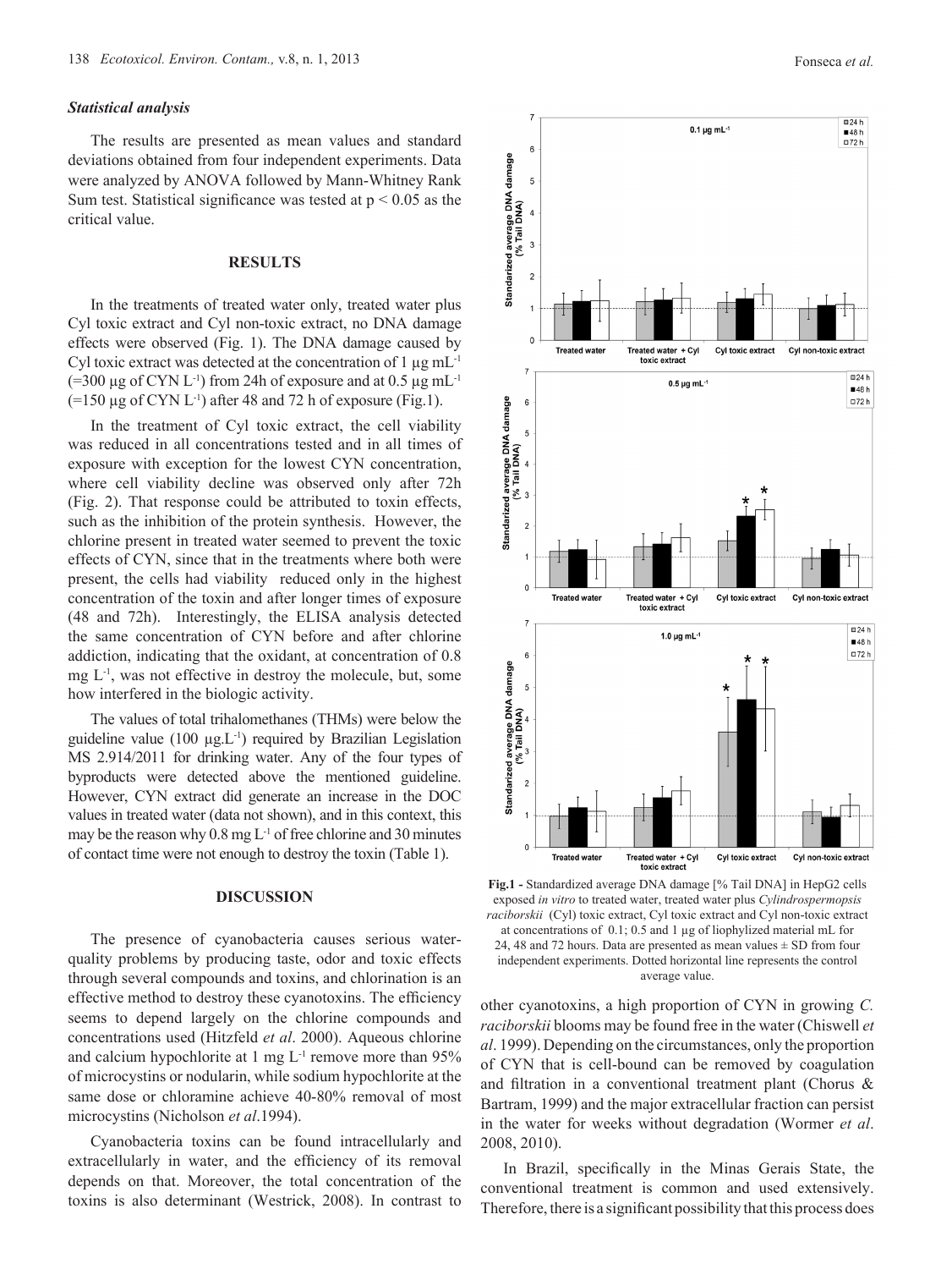### *Statistical analysis*

The results are presented as mean values and standard deviations obtained from four independent experiments. Data were analyzed by ANOVA followed by Mann-Whitney Rank Sum test. Statistical significance was tested at $p < 0.05$ as the critical value.

## RESULTS

In the treatments of treated water only, treated water plus Cyl toxic extract and Cyl non-toxic extract, no DNA damage effects were observed (Fig. 1). The DNA damage caused by Cyl toxic extract was detected at the concentration of 1 µg $mL^{-1}$ (=300 µg of CYN $L^{-1}$) from 24h of exposure and at 0.5 µg $mL^{-1}$ (=150 µg of CYN $L^{-1}$) after 48 and 72 h of exposure (Fig.1).

In the treatment of Cyl toxic extract, the cell viability was reduced in all concentrations tested and in all times of exposure with exception for the lowest CYN concentration, where cell viability decline was observed only after 72h (Fig. 2). That response could be attributed to toxin effects, such as the inhibition of the protein synthesis. However, the chlorine present in treated water seemed to prevent the toxic effects of CYN, since that in the treatments where both were present, the cells had viability reduced only in the highest concentration of the toxin and after longer times of exposure (48 and 72h). Interestingly, the ELISA analysis detected the same concentration of CYN before and after chlorine addiction, indicating that the oxidant, at concentration of 0.8 mg $L^{-1}$, was not effective in destroy the molecule, but, some how interfered in the biologic activity.

The values of total trihalomethanes (THMs) were below the guideline value (100 µg.$L^{-1}$) required by Brazilian Legislation MS 2.914/2011 for drinking water. Any of the four types of byproducts were detected above the mentioned guideline. However, CYN extract did generate an increase in the DOC values in treated water (data not shown), and in this context, this may be the reason why 0.8 mg $L^{-1}$ of free chlorine and 30 minutes of contact time were not enough to destroy the toxin (Table 1).

**Fig.1 -** Standardized average DNA damage [% Tail DNA] in HepG2 cells exposed *in vitro* to treated water, treated water plus *Cylindrospermopsis raciborskii* (Cyl) toxic extract, Cyl toxic extract and Cyl non-toxic extract at concentrations of 0.1; 0.5 and 1 µg of liophylized material mL for 24, 48 and 72 hours. Data are presented as mean values ± SD from four independent experiments. Dotted horizontal line represents the control average value.

## DISCUSSION

The presence of cyanobacteria causes serious water-quality problems by producing taste, odor and toxic effects through several compounds and toxins, and chlorination is an effective method to destroy these cyanotoxins. The efficiency seems to depend largely on the chlorine compounds and concentrations used (Hitzfeld *et al*. 2000). Aqueous chlorine and calcium hypochlorite at 1 mg $L^{-1}$ remove more than 95% of microcystins or nodularin, while sodium hypochlorite at the same dose or chloramine achieve 40-80% removal of most microcystins (Nicholson *et al*.1994).

Cyanobacteria toxins can be found intracellularly and extracellularly in water, and the efficiency of its removal depends on that. Moreover, the total concentration of the toxins is also determinant (Westrick, 2008). In contrast to other cyanotoxins, a high proportion of CYN in growing *C. raciborskii* blooms may be found free in the water (Chiswell *et al*. 1999). Depending on the circumstances, only the proportion of CYN that is cell-bound can be removed by coagulation and filtration in a conventional treatment plant (Chorus & Bartram, 1999) and the major extracellular fraction can persist in the water for weeks without degradation (Wormer *et al*. 2008, 2010).

In Brazil, specifically in the Minas Gerais State, the conventional treatment is common and used extensively. Therefore, there is a significant possibility that this process does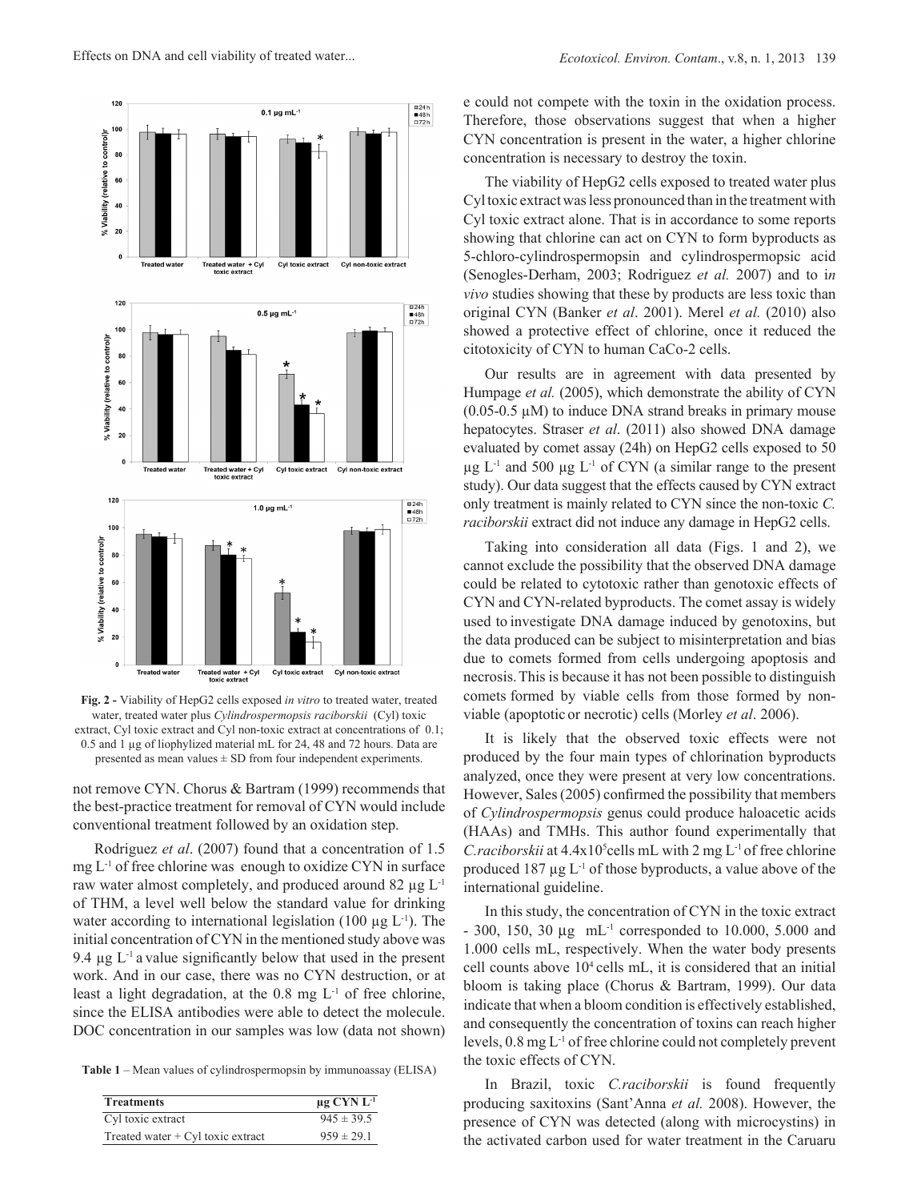Fig. 2 - Viability of HepG2 cells exposed *in vitro* to treated water, treated water, treated water plus *Cylindrospermopsis raciborskii* (Cyl) toxic extract, Cyl toxic extract and Cyl non-toxic extract at concentrations of 0.1; 0.5 and 1 µg of liophylized material mL for 24, 48 and 72 hours. Data are presented as mean values ± SD from four independent experiments.

not remove CYN. Chorus & Bartram (1999) recommends that the best-practice treatment for removal of CYN would include conventional treatment followed by an oxidation step.

Rodriguez *et al*. (2007) found that a concentration of 1.5 mg $L^{-1}$ of free chlorine was enough to oxidize CYN in surface raw water almost completely, and produced around 82 µg $L^{-1}$ of THM, a level well below the standard value for drinking water according to international legislation (100 µg $L^{-1}$). The initial concentration of CYN in the mentioned study above was 9.4 µg $L^{-1}$ a value significantly below that used in the present work. And in our case, there was no CYN destruction, or at least a light degradation, at the 0.8 mg $L^{-1}$ of free chlorine, since the ELISA antibodies were able to detect the molecule. DOC concentration in our samples was low (data not shown)

**Table 1** – Mean values of cylindrospermopsin by immunoassay (ELISA)

| Treatments | µg CYN $L^{-1}$ |
|---|---|
| Cyl toxic extract | 945 ± 39.5 |
| Treated water + Cyl toxic extract | 959 ± 29.1 |

e could not compete with the toxin in the oxidation process. Therefore, those observations suggest that when a higher CYN concentration is present in the water, a higher chlorine concentration is necessary to destroy the toxin.

The viability of HepG2 cells exposed to treated water plus Cyl toxic extract was less pronounced than in the treatment with Cyl toxic extract alone. That is in accordance to some reports showing that chlorine can act on CYN to form byproducts as 5-chloro-cylindrospermopsin and cylindrospermopsic acid (Senogles-Derham, 2003; Rodriguez *et al.* 2007) and to *in vivo* studies showing that these by products are less toxic than original CYN (Banker *et al*. 2001). Merel *et al.* (2010) also showed a protective effect of chlorine, once it reduced the citotoxicity of CYN to human CaCo-2 cells.

Our results are in agreement with data presented by Humpage *et al.* (2005), which demonstrate the ability of CYN (0.05-0.5 µM) to induce DNA strand breaks in primary mouse hepatocytes. Straser *et al*. (2011) also showed DNA damage evaluated by comet assay (24h) on HepG2 cells exposed to 50 µg $L^{-1}$ and 500 µg $L^{-1}$ of CYN (a similar range to the present study). Our data suggest that the effects caused by CYN extract only treatment is mainly related to CYN since the non-toxic *C. raciborskii* extract did not induce any damage in HepG2 cells.

Taking into consideration all data (Figs. 1 and 2), we cannot exclude the possibility that the observed DNA damage could be related to cytotoxic rather than genotoxic effects of CYN and CYN-related byproducts. The comet assay is widely used to investigate DNA damage induced by genotoxins, but the data produced can be subject to misinterpretation and bias due to comets formed from cells undergoing apoptosis and necrosis. This is because it has not been possible to distinguish comets formed by viable cells from those formed by non-viable (apoptotic or necrotic) cells (Morley *et al*. 2006).

It is likely that the observed toxic effects were not produced by the four main types of chlorination byproducts analyzed, once they were present at very low concentrations. However, Sales (2005) confirmed the possibility that members of *Cylindrospermopsis* genus could produce haloacetic acids (HAAs) and TMHs. This author found experimentally that *C.raciborskii* at $4.4 \times 10^5$ cells mL with 2 mg $L^{-1}$ of free chlorine produced 187 µg $L^{-1}$ of those byproducts, a value above of the international guideline.

In this study, the concentration of CYN in the toxic extract - 300, 150, 30 µg $mL^{-1}$ corresponded to 10.000, 5.000 and 1.000 cells mL, respectively. When the water body presents cell counts above $10^4$ cells mL, it is considered that an initial bloom is taking place (Chorus & Bartram, 1999). Our data indicate that when a bloom condition is effectively established, and consequently the concentration of toxins can reach higher levels, 0.8 mg $L^{-1}$ of free chlorine could not completely prevent the toxic effects of CYN.

In Brazil, toxic *C.raciborskii* is found frequently producing saxitoxins (Sant'Anna *et al.* 2008). However, the presence of CYN was detected (along with microcystins) in the activated carbon used for water treatment in the Caruaru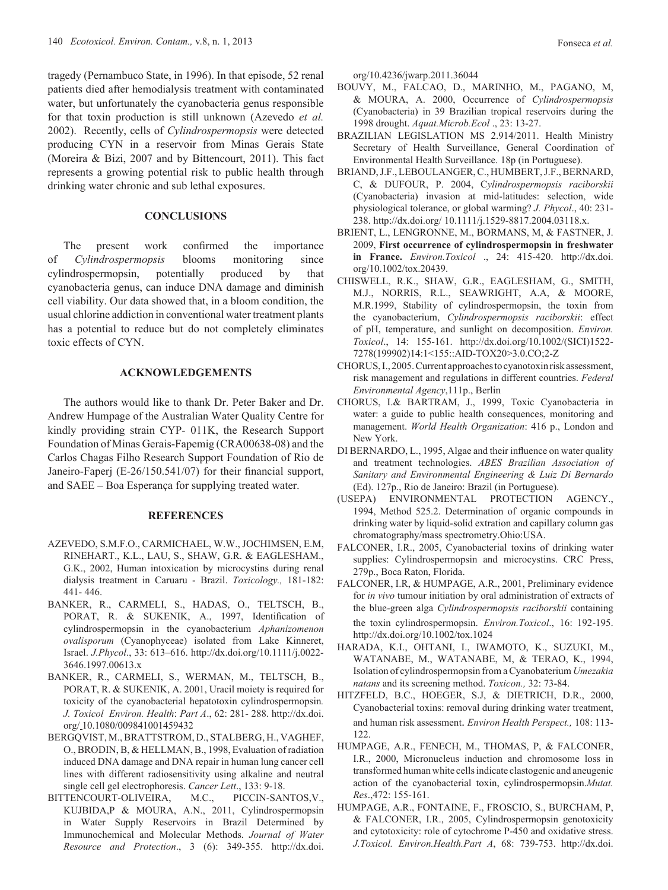tragedy (Pernambuco State, in 1996). In that episode, 52 renal patients died after hemodialysis treatment with contaminated water, but unfortunately the cyanobacteria genus responsible for that toxin production is still unknown (Azevedo *et al.* 2002). Recently, cells of *Cylindrospermopsis* were detected producing CYN in a reservoir from Minas Gerais State (Moreira & Bizi, 2007 and by Bittencourt, 2011). This fact represents a growing potential risk to public health through drinking water chronic and sub lethal exposures.

## CONCLUSIONS

The present work confirmed the importance of *Cylindrospermopsis* blooms monitoring since cylindrospermopsin, potentially produced by that cyanobacteria genus, can induce DNA damage and diminish cell viability. Our data showed that, in a bloom condition, the usual chlorine addiction in conventional water treatment plants has a potential to reduce but do not completely eliminates toxic effects of CYN.

## ACKNOWLEDGEMENTS

The authors would like to thank Dr. Peter Baker and Dr. Andrew Humpage of the Australian Water Quality Centre for kindly providing strain CYP- 011K, the Research Support Foundation of Minas Gerais-Fapemig (CRA00638-08) and the Carlos Chagas Filho Research Support Foundation of Rio de Janeiro-Faperj (E-26/150.541/07) for their financial support, and SAEE – Boa Esperança for supplying treated water.

## REFERENCES

AZEVEDO, S.M.F.O., CARMICHAEL, W.W., JOCHIMSEN, E.M, RINEHART., K.L., LAU, S., SHAW, G.R. & EAGLESHAM., G.K., 2002, Human intoxication by microcystins during renal dialysis treatment in Caruaru - Brazil. *Toxicology.,* 181-182: 441- 446.

BANKER, R., CARMELI, S., HADAS, O., TELTSCH, B., PORAT, R. & SUKENIK, A., 1997, Identification of cylindrospermopsin in the cyanobacterium *Aphanizomenon ovalisporum* (Cyanophyceae) isolated from Lake Kinneret, Israel. *J.Phycol*., 33: 613–616. http://dx.doi.org/10.1111/j.0022-3646.1997.00613.x

BANKER, R., CARMELI, S., WERMAN, M., TELTSCH, B., PORAT, R. & SUKENIK, A. 2001, Uracil moiety is required for toxicity of the cyanobacterial hepatotoxin cylindrospermopsin. *J. Toxicol Environ. Health*: *Part A*., 62: 281- 288. http://dx.doi.org/ 10.1080/009841001459432

BERGQVIST, M., BRATTSTROM, D., STALBERG, H., VAGHEF, O., BRODIN, B, & HELLMAN, B., 1998, Evaluation of radiation induced DNA damage and DNA repair in human lung cancer cell lines with different radiosensitivity using alkaline and neutral single cell gel electrophoresis. *Cancer Lett*., 133: 9-18.

BITTENCOURT-OLIVEIRA, M.C., PICCIN-SANTOS,V., KUJBIDA,P & MOURA, A.N., 2011, Cylindrospermopsin in Water Supply Reservoirs in Brazil Determined by Immunochemical and Molecular Methods. *Journal of Water Resource and Protection*., 3 (6): 349-355. http://dx.doi.org/10.4236/jwarp.2011.36044

BOUVY, M., FALCAO, D., MARINHO, M., PAGANO, M, & MOURA, A. 2000, Occurrence of *Cylindrospermopsis* (Cyanobacteria) in 39 Brazilian tropical reservoirs during the 1998 drought. *Aquat.Microb.Ecol* ., 23: 13-27.

BRAZILIAN LEGISLATION MS 2.914/2011. Health Ministry Secretary of Health Surveillance, General Coordination of Environmental Health Surveillance. 18p (in Portuguese).

BRIAND, J.F., LEBOULANGER, C., HUMBERT, J.F., BERNARD, C, & DUFOUR, P. 2004, *Cylindrospermopsis raciborskii* (Cyanobacteria) invasion at mid-latitudes: selection, wide physiological tolerance, or global warming? *J. Phycol*., 40: 231-238. http://dx.doi.org/ 10.1111/j.1529-8817.2004.03118.x.

BRIENT, L., LENGRONNE, M., BORMANS, M, & FASTNER, J. 2009, **First occurrence of cylindrospermopsin in freshwater in France.** *Environ.Toxicol* ., 24: 415-420. http://dx.doi.org/10.1002/tox.20439.

CHISWELL, R.K., SHAW, G.R., EAGLESHAM, G., SMITH, M.J., NORRIS, R.L., SEAWRIGHT, A.A, & MOORE, M.R.1999, Stability of cylindrospermopsin, the toxin from the cyanobacterium, *Cylindrospermopsis raciborskii*: effect of pH, temperature, and sunlight on decomposition. *Environ. Toxicol*., 14: 155-161. http://dx.doi.org/10.1002/(SICI)1522-7278(199902)14:1<155::AID-TOX20>3.0.CO;2-Z

CHORUS, I., 2005. Current approaches to cyanotoxin risk assessment, risk management and regulations in different countries. *Federal Environmental Agency*,111p., Berlin

CHORUS, I.& BARTRAM, J., 1999, Toxic Cyanobacteria in water: a guide to public health consequences, monitoring and management. *World Health Organization*: 416 p., London and New York.

DI BERNARDO, L., 1995, Algae and their influence on water quality and treatment technologies. *ABES Brazilian Association of Sanitary and Environmental Engineering & Luiz Di Bernardo* (Ed). 127p., Rio de Janeiro: Brazil (in Portuguese).

(USEPA) ENVIRONMENTAL PROTECTION AGENCY., 1994, Method 525.2. Determination of organic compounds in drinking water by liquid-solid extration and capillary column gas chromatography/mass spectrometry.Ohio:USA.

FALCONER, I.R., 2005, Cyanobacterial toxins of drinking water supplies: Cylindrospermopsin and microcystins. CRC Press, 279p., Boca Raton, Florida.

FALCONER, I.R, & HUMPAGE, A.R., 2001, Preliminary evidence for *in vivo* tumour initiation by oral administration of extracts of the blue-green alga *Cylindrospermopsis raciborskii* containing the toxin cylindrospermopsin. *Environ.Toxicol*., 16: 192-195. http://dx.doi.org/10.1002/tox.1024

HARADA, K.I., OHTANI, I., IWAMOTO, K., SUZUKI, M., WATANABE, M., WATANABE, M, & TERAO, K., 1994, Isolation of cylindrospermopsin from a Cyanobacterium *Umezakia natans* and its screening method. *Toxicon.,* 32: 73-84.

HITZFELD, B.C., HOEGER, S.J, & DIETRICH, D.R., 2000, Cyanobacterial toxins: removal during drinking water treatment, and human risk assessment. *Environ Health Perspect.,* 108: 113-122.

HUMPAGE, A.R., FENECH, M., THOMAS, P, & FALCONER, I.R., 2000, Micronucleus induction and chromosome loss in transformed human white cells indicate clastogenic and aneugenic action of the cyanobacterial toxin, cylindrospermopsin.*Mutat. Res*.,472: 155-161.

HUMPAGE, A.R., FONTAINE, F., FROSCIO, S., BURCHAM, P, & FALCONER, I.R., 2005, Cylindrospermopsin genotoxicity and cytotoxicity: role of cytochrome P-450 and oxidative stress. *J.Toxicol. Environ.Health.Part A*, 68: 739-753. http://dx.doi.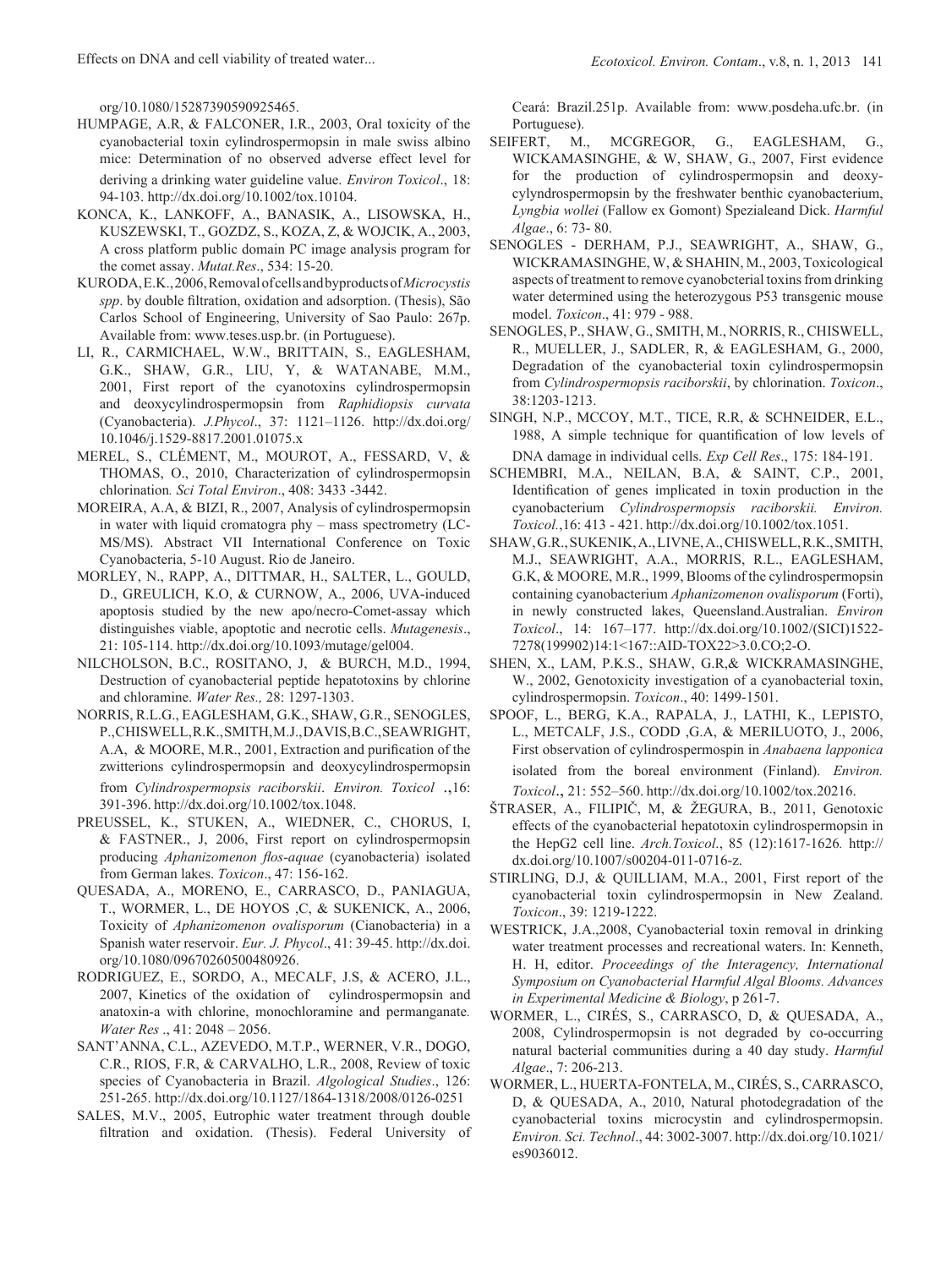org/10.1080/15287390590925465.

HUMPAGE, A.R, & FALCONER, I.R., 2003, Oral toxicity of the cyanobacterial toxin cylindrospermopsin in male swiss albino mice: Determination of no observed adverse effect level for deriving a drinking water guideline value. *Environ Toxicol*., 18: 94-103. http://dx.doi.org/10.1002/tox.10104.

KONCA, K., LANKOFF, A., BANASIK, A., LISOWSKA, H., KUSZEWSKI, T., GOZDZ, S., KOZA, Z, & WOJCIK, A., 2003, A cross platform public domain PC image analysis program for the comet assay. *Mutat.Res*., 534: 15-20.

KURODA, E.K., 2006, Removal of cells and byproducts of *Microcystis spp*. by double filtration, oxidation and adsorption. (Thesis), São Carlos School of Engineering, University of Sao Paulo: 267p. Available from: www.teses.usp.br. (in Portuguese).

LI, R., CARMICHAEL, W.W., BRITTAIN, S., EAGLESHAM, G.K., SHAW, G.R., LIU, Y, & WATANABE, M.M., 2001, First report of the cyanotoxins cylindrospermopsin and deoxycylindrospermopsin from *Raphidiopsis curvata* (Cyanobacteria). *J.Phycol*., 37: 1121–1126. http://dx.doi.org/10.1046/j.1529-8817.2001.01075.x

MEREL, S., CLÉMENT, M., MOUROT, A., FESSARD, V, & THOMAS, O., 2010, Characterization of cylindrospermopsin chlorination*. Sci Total Environ*., 408: 3433 -3442.

MOREIRA, A.A, & BIZI, R., 2007, Analysis of cylindrospermopsin in water with liquid cromatogra phy – mass spectrometry (LC-MS/MS). Abstract VII International Conference on Toxic Cyanobacteria, 5-10 August. Rio de Janeiro.

MORLEY, N., RAPP, A., DITTMAR, H., SALTER, L., GOULD, D., GREULICH, K.O, & CURNOW, A., 2006, UVA-induced apoptosis studied by the new apo/necro-Comet-assay which distinguishes viable, apoptotic and necrotic cells. *Mutagenesis*., 21: 105-114. http://dx.doi.org/10.1093/mutage/gel004.

NILCHOLSON, B.C., ROSITANO, J, & BURCH, M.D., 1994, Destruction of cyanobacterial peptide hepatotoxins by chlorine and chloramine. *Water Res.,* 28: 1297-1303.

NORRIS, R.L.G., EAGLESHAM, G.K., SHAW, G.R., SENOGLES, P., CHISWELL, R.K., SMITH, M.J., DAVIS, B.C., SEAWRIGHT, A.A, & MOORE, M.R., 2001, Extraction and purification of the zwitterions cylindrospermopsin and deoxycylindrospermopsin from *Cylindrospermopsis raciborskii*. *Environ. Toxicol* .,16: 391-396. http://dx.doi.org/10.1002/tox.1048.

PREUSSEL, K., STUKEN, A., WIEDNER, C., CHORUS, I, & FASTNER., J, 2006, First report on cylindrospermopsin producing *Aphanizomenon flos-aquae* (cyanobacteria) isolated from German lakes. *Toxicon*., 47: 156-162.

QUESADA, A., MORENO, E., CARRASCO, D., PANIAGUA, T., WORMER, L., DE HOYOS ,C, & SUKENICK, A., 2006, Toxicity of *Aphanizomenon ovalisporum* (Cianobacteria) in a Spanish water reservoir. *Eur. J. Phycol*., 41: 39-45. http://dx.doi.org/10.1080/09670260500480926.

RODRIGUEZ, E., SORDO, A., MECALF, J.S, & ACERO, J.L., 2007, Kinetics of the oxidation of cylindrospermopsin and anatoxin-a with chlorine, monochloramine and permanganate*. Water Res* ., 41: 2048 – 2056.

SANT'ANNA, C.L., AZEVEDO, M.T.P., WERNER, V.R., DOGO, C.R., RIOS, F.R, & CARVALHO, L.R., 2008, Review of toxic species of Cyanobacteria in Brazil. *Algological Studies*., 126: 251-265. http://dx.doi.org/10.1127/1864-1318/2008/0126-0251

SALES, M.V., 2005, Eutrophic water treatment through double filtration and oxidation. (Thesis). Federal University of Ceará: Brazil.251p. Available from: www.posdeha.ufc.br. (in Portuguese).

SEIFERT, M., MCGREGOR, G., EAGLESHAM, G., WICKAMASINGHE, & W, SHAW, G., 2007, First evidence for the production of cylindrospermopsin and deoxy-cylyndrospermopsin by the freshwater benthic cyanobacterium, *Lyngbia wollei* (Fallow ex Gomont) Spezialeand Dick. *Harmful Algae*., 6: 73- 80.

SENOGLES - DERHAM, P.J., SEAWRIGHT, A., SHAW, G., WICKRAMASINGHE, W, & SHAHIN, M., 2003, Toxicological aspects of treatment to remove cyanobcterial toxins from drinking water determined using the heterozygous P53 transgenic mouse model. *Toxicon*., 41: 979 - 988.

SENOGLES, P., SHAW, G., SMITH, M., NORRIS, R., CHISWELL, R., MUELLER, J., SADLER, R, & EAGLESHAM, G., 2000, Degradation of the cyanobacterial toxin cylindrospermopsin from *Cylindrospermopsis raciborskii*, by chlorination. *Toxicon*., 38:1203-1213.

SINGH, N.P., MCCOY, M.T., TICE, R.R, & SCHNEIDER, E.L., 1988, A simple technique for quantification of low levels of DNA damage in individual cells. *Exp Cell Res*., 175: 184-191.

SCHEMBRI, M.A., NEILAN, B.A, & SAINT, C.P., 2001, Identification of genes implicated in toxin production in the cyanobacterium *Cylindrospermopsis raciborskii. Environ. Toxicol.*,16: 413 - 421. http://dx.doi.org/10.1002/tox.1051.

SHAW, G.R., SUKENIK, A., LIVNE, A., CHISWELL, R.K., SMITH, M.J., SEAWRIGHT, A.A., MORRIS, R.L., EAGLESHAM, G.K, & MOORE, M.R., 1999, Blooms of the cylindrospermopsin containing cyanobacterium *Aphanizomenon ovalisporum* (Forti), in newly constructed lakes, Queensland.Australian. *Environ Toxicol*., 14: 167–177. http://dx.doi.org/10.1002/(SICI)1522-7278(199902)14:1<167::AID-TOX22>3.0.CO;2-O.

SHEN, X., LAM, P.K.S., SHAW, G.R,& WICKRAMASINGHE, W., 2002, Genotoxicity investigation of a cyanobacterial toxin, cylindrospermopsin. *Toxicon*., 40: 1499-1501.

SPOOF, L., BERG, K.A., RAPALA, J., LATHI, K., LEPISTO, L., METCALF, J.S., CODD ,G.A, & MERILUOTO, J., 2006, First observation of cylindrospermospin in *Anabaena lapponica* isolated from the boreal environment (Finland). *Environ. Toxicol*., 21: 552–560. http://dx.doi.org/10.1002/tox.20216.

ŠTRASER, A., FILIPIČ, M, & ŽEGURA, B., 2011, Genotoxic effects of the cyanobacterial hepatotoxin cylindrospermopsin in the HepG2 cell line. *Arch.Toxicol*., 85 (12):1617-1626*.* http://dx.doi.org/10.1007/s00204-011-0716-z.

STIRLING, D.J, & QUILLIAM, M.A., 2001, First report of the cyanobacterial toxin cylindrospermopsin in New Zealand. *Toxicon*., 39: 1219-1222.

WESTRICK, J.A.,2008, Cyanobacterial toxin removal in drinking water treatment processes and recreational waters. In: Kenneth, H. H, editor. *Proceedings of the Interagency, International Symposium on Cyanobacterial Harmful Algal Blooms. Advances in Experimental Medicine & Biology*, p 261-7.

WORMER, L., CIRÉS, S., CARRASCO, D, & QUESADA, A., 2008, Cylindrospermopsin is not degraded by co-occurring natural bacterial communities during a 40 day study. *Harmful Algae*., 7: 206-213.

WORMER, L., HUERTA-FONTELA, M., CIRÉS, S., CARRASCO, D, & QUESADA, A., 2010, Natural photodegradation of the cyanobacterial toxins microcystin and cylindrospermopsin. *Environ. Sci. Technol*., 44: 3002-3007. http://dx.doi.org/10.1021/es9036012.